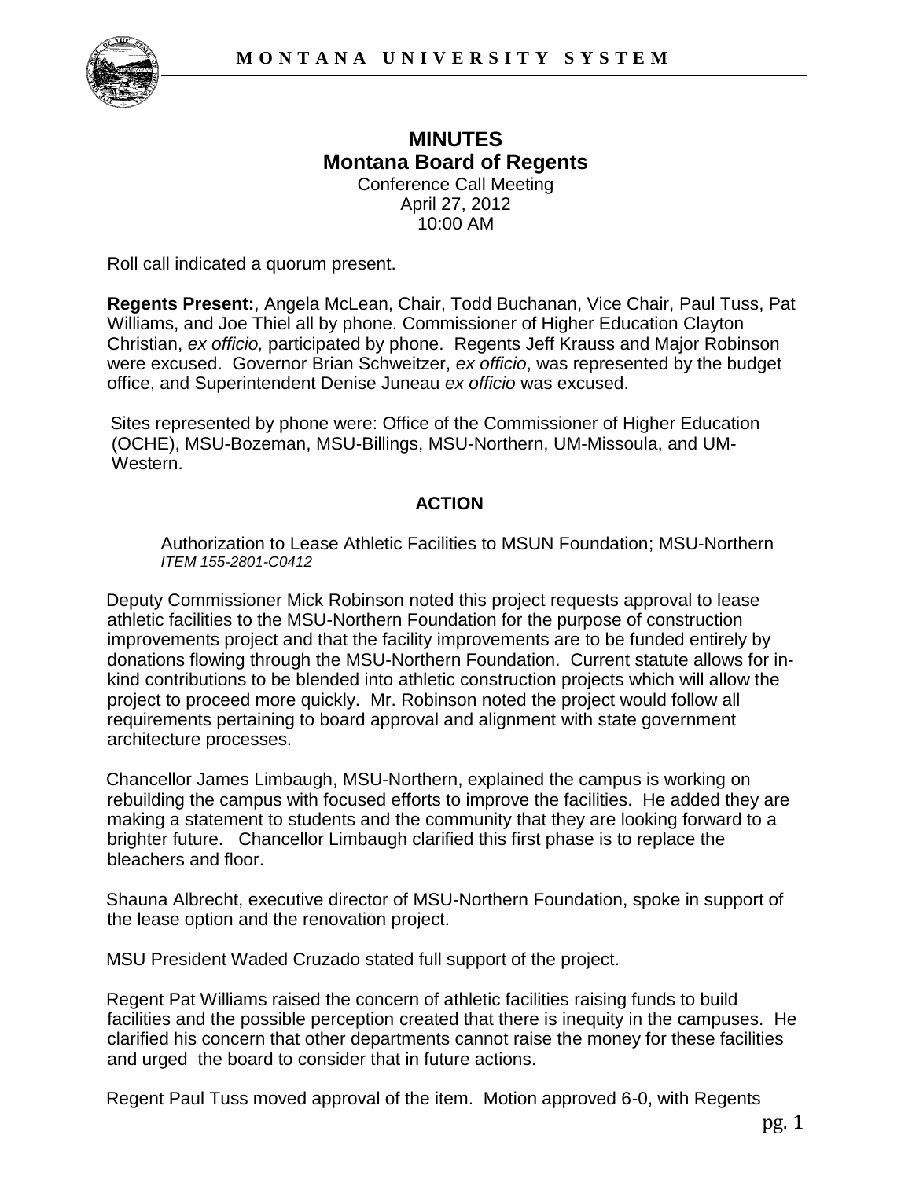# MINUTES
## Montana Board of Regents

Conference Call Meeting
April 27, 2012
10:00 AM

Roll call indicated a quorum present.

**Regents Present:**, Angela McLean, Chair, Todd Buchanan, Vice Chair, Paul Tuss, Pat Williams, and Joe Thiel all by phone. Commissioner of Higher Education Clayton Christian, *ex officio,* participated by phone. Regents Jeff Krauss and Major Robinson were excused. Governor Brian Schweitzer, *ex officio*, was represented by the budget office, and Superintendent Denise Juneau *ex officio* was excused.

Sites represented by phone were: Office of the Commissioner of Higher Education (OCHE), MSU-Bozeman, MSU-Billings, MSU-Northern, UM-Missoula, and UM-Western.

### ACTION

Authorization to Lease Athletic Facilities to MSUN Foundation; MSU-Northern
*ITEM 155-2801-C0412*

Deputy Commissioner Mick Robinson noted this project requests approval to lease athletic facilities to the MSU-Northern Foundation for the purpose of construction improvements project and that the facility improvements are to be funded entirely by donations flowing through the MSU-Northern Foundation. Current statute allows for in-kind contributions to be blended into athletic construction projects which will allow the project to proceed more quickly. Mr. Robinson noted the project would follow all requirements pertaining to board approval and alignment with state government architecture processes.

Chancellor James Limbaugh, MSU-Northern, explained the campus is working on rebuilding the campus with focused efforts to improve the facilities. He added they are making a statement to students and the community that they are looking forward to a brighter future. Chancellor Limbaugh clarified this first phase is to replace the bleachers and floor.

Shauna Albrecht, executive director of MSU-Northern Foundation, spoke in support of the lease option and the renovation project.

MSU President Waded Cruzado stated full support of the project.

Regent Pat Williams raised the concern of athletic facilities raising funds to build facilities and the possible perception created that there is inequity in the campuses. He clarified his concern that other departments cannot raise the money for these facilities and urged the board to consider that in future actions.

Regent Paul Tuss moved approval of the item. Motion approved 6-0, with Regents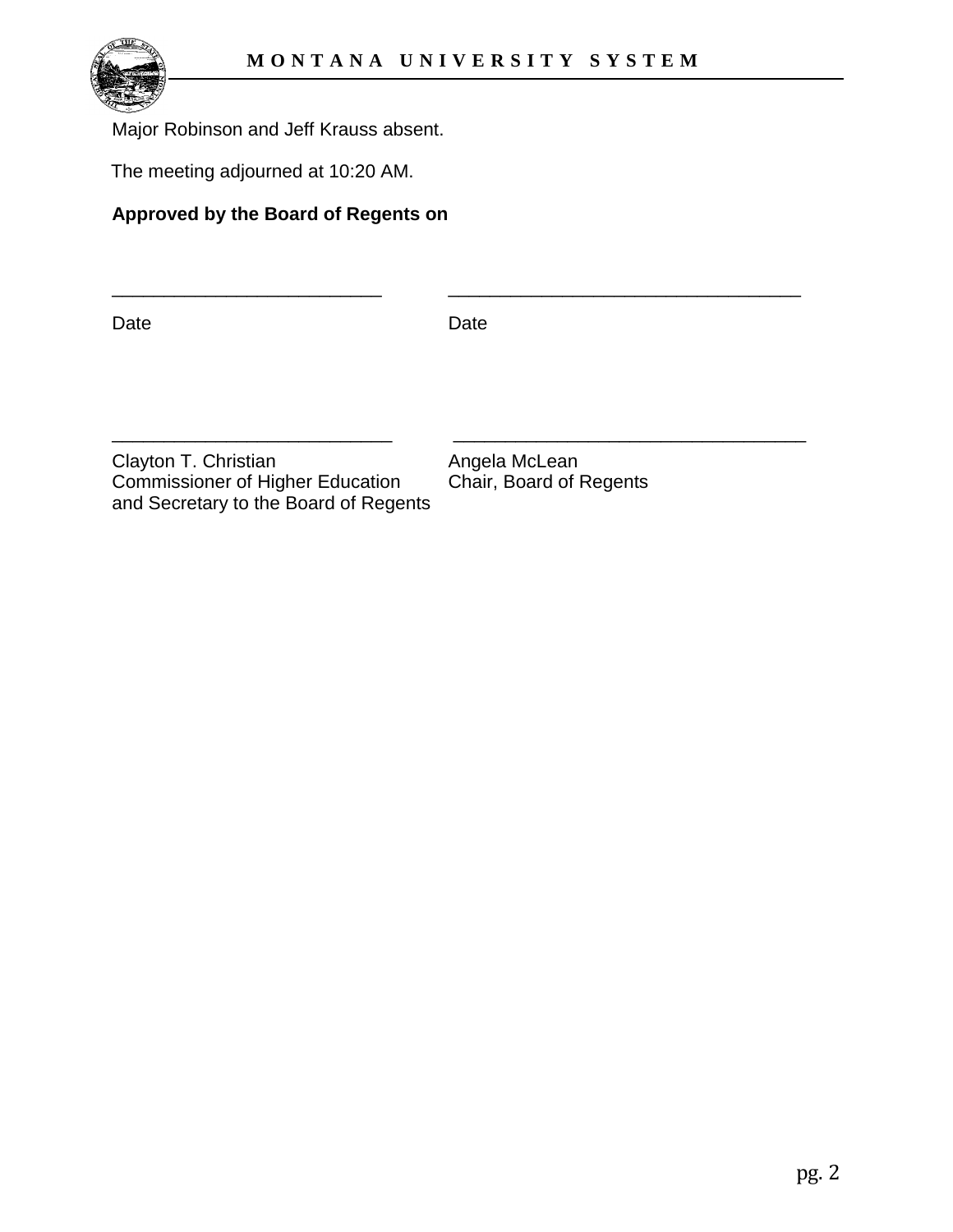Major Robinson and Jeff Krauss absent.

The meeting adjourned at 10:20 AM.

**Approved by the Board of Regents on**

| | |
|---|---|
| \_\_\_\_\_\_\_\_\_\_\_\_\_\_\_\_\_\_\_\_\_\_\_\_\_\_ | \_\_\_\_\_\_\_\_\_\_\_\_\_\_\_\_\_\_\_\_\_\_\_\_\_\_\_\_\_\_\_\_\_\_ |
| Date | Date |
| \_\_\_\_\_\_\_\_\_\_\_\_\_\_\_\_\_\_\_\_\_\_\_\_\_\_ | \_\_\_\_\_\_\_\_\_\_\_\_\_\_\_\_\_\_\_\_\_\_\_\_\_\_\_\_\_\_\_\_\_\_ |
| Clayton T. Christian<br>Commissioner of Higher Education<br>and Secretary to the Board of Regents | Angela McLean<br>Chair, Board of Regents |